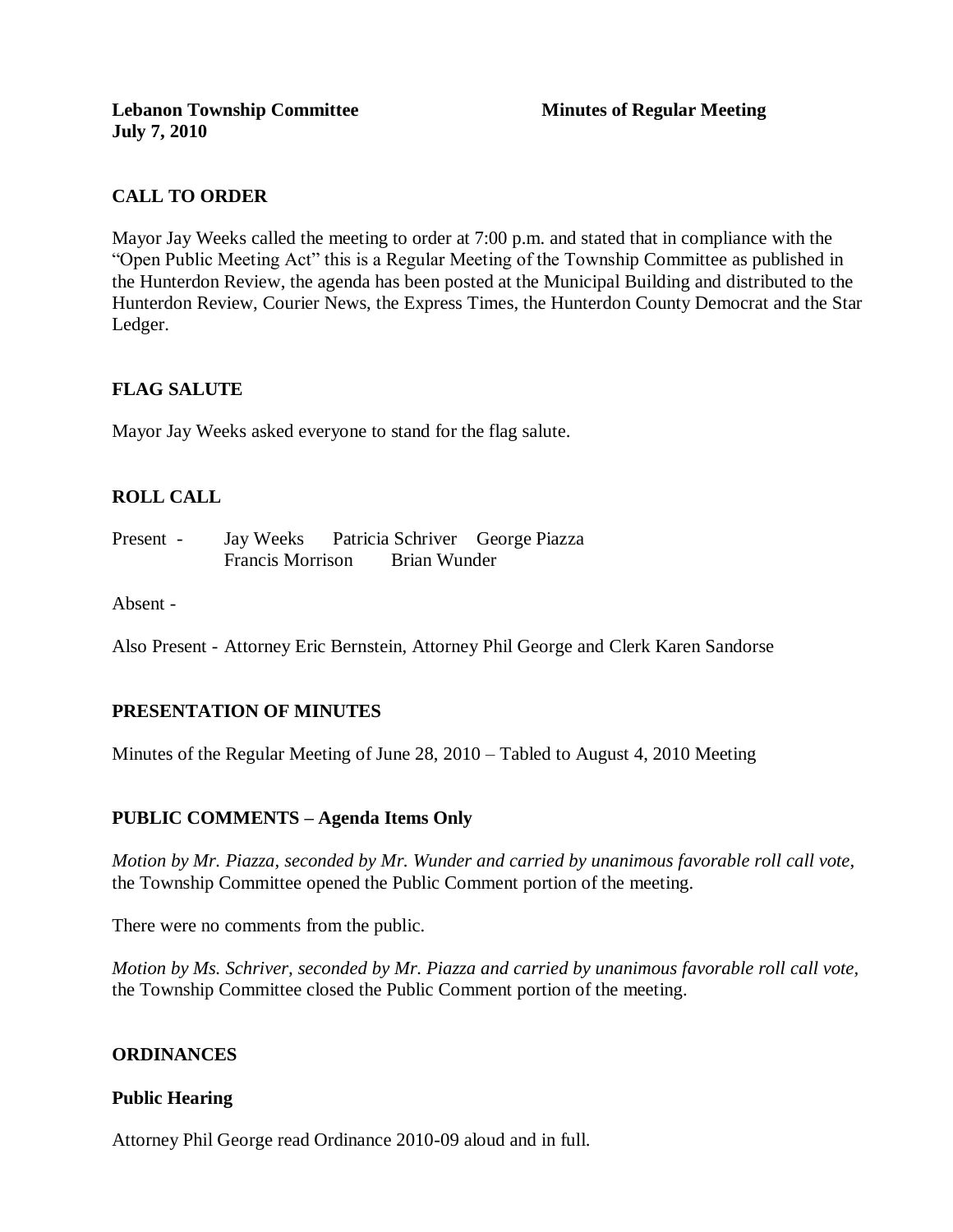**Lebanon Township Committee** **Minutes of Regular Meeting**
**July 7, 2010**

## CALL TO ORDER

Mayor Jay Weeks called the meeting to order at 7:00 p.m. and stated that in compliance with the "Open Public Meeting Act" this is a Regular Meeting of the Township Committee as published in the Hunterdon Review, the agenda has been posted at the Municipal Building and distributed to the Hunterdon Review, Courier News, the Express Times, the Hunterdon County Democrat and the Star Ledger.

## FLAG SALUTE

Mayor Jay Weeks asked everyone to stand for the flag salute.

## ROLL CALL

Present - Jay Weeks Patricia Schriver George Piazza
Francis Morrison Brian Wunder

Absent -

Also Present - Attorney Eric Bernstein, Attorney Phil George and Clerk Karen Sandorse

## PRESENTATION OF MINUTES

Minutes of the Regular Meeting of June 28, 2010 – Tabled to August 4, 2010 Meeting

## PUBLIC COMMENTS – Agenda Items Only

*Motion by Mr. Piazza, seconded by Mr. Wunder and carried by unanimous favorable roll call vote,* the Township Committee opened the Public Comment portion of the meeting.

There were no comments from the public.

*Motion by Ms. Schriver, seconded by Mr. Piazza and carried by unanimous favorable roll call vote,* the Township Committee closed the Public Comment portion of the meeting.

## ORDINANCES

### Public Hearing

Attorney Phil George read Ordinance 2010-09 aloud and in full.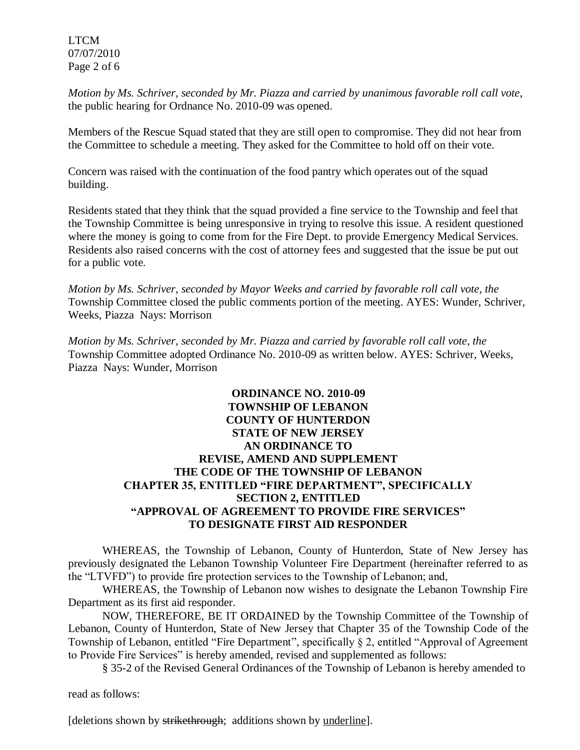*Motion by Ms. Schriver, seconded by Mr. Piazza and carried by unanimous favorable roll call vote,* the public hearing for Ordnance No. 2010-09 was opened.

Members of the Rescue Squad stated that they are still open to compromise. They did not hear from the Committee to schedule a meeting. They asked for the Committee to hold off on their vote.

Concern was raised with the continuation of the food pantry which operates out of the squad building.

Residents stated that they think that the squad provided a fine service to the Township and feel that the Township Committee is being unresponsive in trying to resolve this issue. A resident questioned where the money is going to come from for the Fire Dept. to provide Emergency Medical Services. Residents also raised concerns with the cost of attorney fees and suggested that the issue be put out for a public vote.

*Motion by Ms. Schriver, seconded by Mayor Weeks and carried by favorable roll call vote, the* Township Committee closed the public comments portion of the meeting. AYES: Wunder, Schriver, Weeks, Piazza Nays: Morrison

*Motion by Ms. Schriver, seconded by Mr. Piazza and carried by favorable roll call vote, the* Township Committee adopted Ordinance No. 2010-09 as written below. AYES: Schriver, Weeks, Piazza Nays: Wunder, Morrison

**ORDINANCE NO. 2010-09**
**TOWNSHIP OF LEBANON**
**COUNTY OF HUNTERDON**
**STATE OF NEW JERSEY**
**AN ORDINANCE TO**
**REVISE, AMEND AND SUPPLEMENT**
**THE CODE OF THE TOWNSHIP OF LEBANON**
**CHAPTER 35, ENTITLED "FIRE DEPARTMENT", SPECIFICALLY**
**SECTION 2, ENTITLED**
**"APPROVAL OF AGREEMENT TO PROVIDE FIRE SERVICES"**
**TO DESIGNATE FIRST AID RESPONDER**

WHEREAS, the Township of Lebanon, County of Hunterdon, State of New Jersey has previously designated the Lebanon Township Volunteer Fire Department (hereinafter referred to as the "LTVFD") to provide fire protection services to the Township of Lebanon; and,

WHEREAS, the Township of Lebanon now wishes to designate the Lebanon Township Fire Department as its first aid responder.

NOW, THEREFORE, BE IT ORDAINED by the Township Committee of the Township of Lebanon, County of Hunterdon, State of New Jersey that Chapter 35 of the Township Code of the Township of Lebanon, entitled "Fire Department", specifically § 2, entitled "Approval of Agreement to Provide Fire Services" is hereby amended, revised and supplemented as follows:

§ 35-2 of the Revised General Ordinances of the Township of Lebanon is hereby amended to read as follows:

[deletions shown by ~~strikethrough~~; additions shown by <u>underline</u>].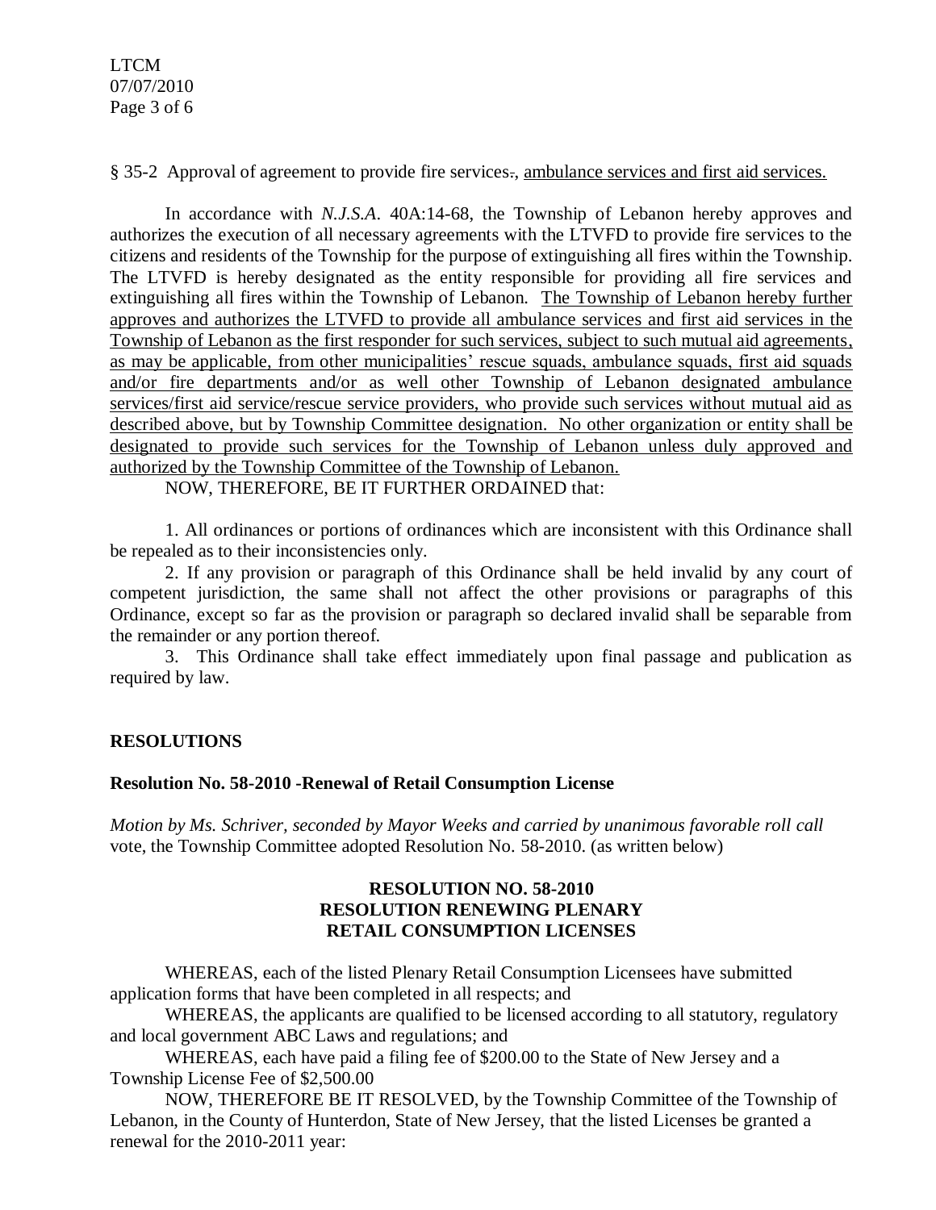§ 35-2 Approval of agreement to provide fire services., ambulance services and first aid services.

In accordance with *N.J.S.A*. 40A:14-68, the Township of Lebanon hereby approves and authorizes the execution of all necessary agreements with the LTVFD to provide fire services to the citizens and residents of the Township for the purpose of extinguishing all fires within the Township. The LTVFD is hereby designated as the entity responsible for providing all fire services and extinguishing all fires within the Township of Lebanon. The Township of Lebanon hereby further approves and authorizes the LTVFD to provide all ambulance services and first aid services in the Township of Lebanon as the first responder for such services, subject to such mutual aid agreements, as may be applicable, from other municipalities' rescue squads, ambulance squads, first aid squads and/or fire departments and/or as well other Township of Lebanon designated ambulance services/first aid service/rescue service providers, who provide such services without mutual aid as described above, but by Township Committee designation. No other organization or entity shall be designated to provide such services for the Township of Lebanon unless duly approved and authorized by the Township Committee of the Township of Lebanon.

NOW, THEREFORE, BE IT FURTHER ORDAINED that:

1. All ordinances or portions of ordinances which are inconsistent with this Ordinance shall be repealed as to their inconsistencies only.
2. If any provision or paragraph of this Ordinance shall be held invalid by any court of competent jurisdiction, the same shall not affect the other provisions or paragraphs of this Ordinance, except so far as the provision or paragraph so declared invalid shall be separable from the remainder or any portion thereof.
3. This Ordinance shall take effect immediately upon final passage and publication as required by law.

**RESOLUTIONS**

**Resolution No. 58-2010 -Renewal of Retail Consumption License**

*Motion by Ms. Schriver, seconded by Mayor Weeks and carried by unanimous favorable roll call* vote, the Township Committee adopted Resolution No. 58-2010. (as written below)

**RESOLUTION NO. 58-2010**
**RESOLUTION RENEWING PLENARY RETAIL CONSUMPTION LICENSES**

WHEREAS, each of the listed Plenary Retail Consumption Licensees have submitted application forms that have been completed in all respects; and

WHEREAS, the applicants are qualified to be licensed according to all statutory, regulatory and local government ABC Laws and regulations; and

WHEREAS, each have paid a filing fee of $200.00 to the State of New Jersey and a Township License Fee of $2,500.00

NOW, THEREFORE BE IT RESOLVED, by the Township Committee of the Township of Lebanon, in the County of Hunterdon, State of New Jersey, that the listed Licenses be granted a renewal for the 2010-2011 year: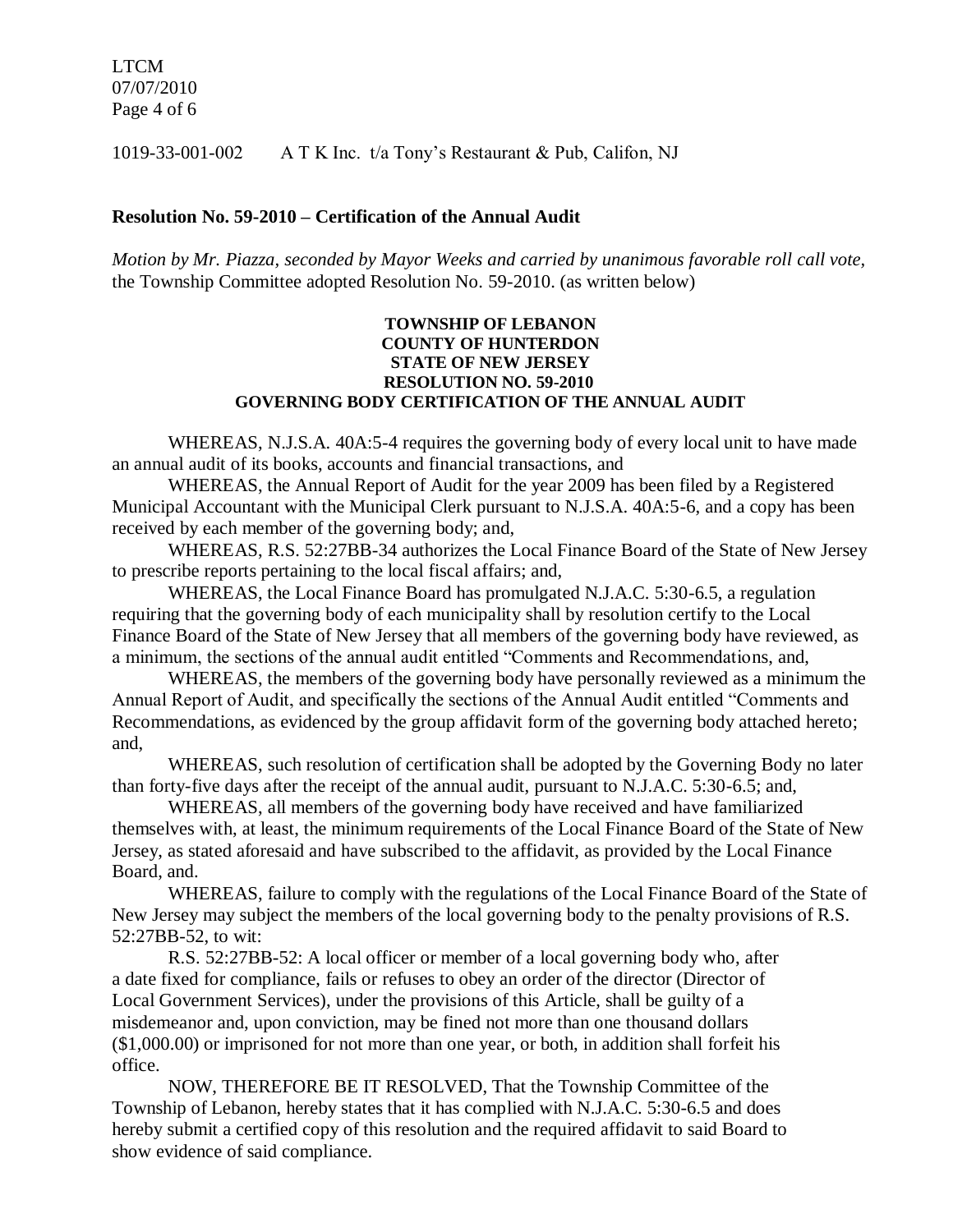1019-33-001-002 A T K Inc. t/a Tony's Restaurant & Pub, Califon, NJ

**Resolution No. 59-2010 – Certification of the Annual Audit**

*Motion by Mr. Piazza, seconded by Mayor Weeks and carried by unanimous favorable roll call vote,* the Township Committee adopted Resolution No. 59-2010. (as written below)

**TOWNSHIP OF LEBANON**
**COUNTY OF HUNTERDON**
**STATE OF NEW JERSEY**
**RESOLUTION NO. 59-2010**
**GOVERNING BODY CERTIFICATION OF THE ANNUAL AUDIT**

WHEREAS, N.J.S.A. 40A:5-4 requires the governing body of every local unit to have made an annual audit of its books, accounts and financial transactions, and

WHEREAS, the Annual Report of Audit for the year 2009 has been filed by a Registered Municipal Accountant with the Municipal Clerk pursuant to N.J.S.A. 40A:5-6, and a copy has been received by each member of the governing body; and,

WHEREAS, R.S. 52:27BB-34 authorizes the Local Finance Board of the State of New Jersey to prescribe reports pertaining to the local fiscal affairs; and,

WHEREAS, the Local Finance Board has promulgated N.J.A.C. 5:30-6.5, a regulation requiring that the governing body of each municipality shall by resolution certify to the Local Finance Board of the State of New Jersey that all members of the governing body have reviewed, as a minimum, the sections of the annual audit entitled "Comments and Recommendations, and,

WHEREAS, the members of the governing body have personally reviewed as a minimum the Annual Report of Audit, and specifically the sections of the Annual Audit entitled "Comments and Recommendations, as evidenced by the group affidavit form of the governing body attached hereto; and,

WHEREAS, such resolution of certification shall be adopted by the Governing Body no later than forty-five days after the receipt of the annual audit, pursuant to N.J.A.C. 5:30-6.5; and,

WHEREAS, all members of the governing body have received and have familiarized themselves with, at least, the minimum requirements of the Local Finance Board of the State of New Jersey, as stated aforesaid and have subscribed to the affidavit, as provided by the Local Finance Board, and.

WHEREAS, failure to comply with the regulations of the Local Finance Board of the State of New Jersey may subject the members of the local governing body to the penalty provisions of R.S. 52:27BB-52, to wit:

R.S. 52:27BB-52: A local officer or member of a local governing body who, after a date fixed for compliance, fails or refuses to obey an order of the director (Director of Local Government Services), under the provisions of this Article, shall be guilty of a misdemeanor and, upon conviction, may be fined not more than one thousand dollars ($1,000.00) or imprisoned for not more than one year, or both, in addition shall forfeit his office.

NOW, THEREFORE BE IT RESOLVED, That the Township Committee of the Township of Lebanon, hereby states that it has complied with N.J.A.C. 5:30-6.5 and does hereby submit a certified copy of this resolution and the required affidavit to said Board to show evidence of said compliance.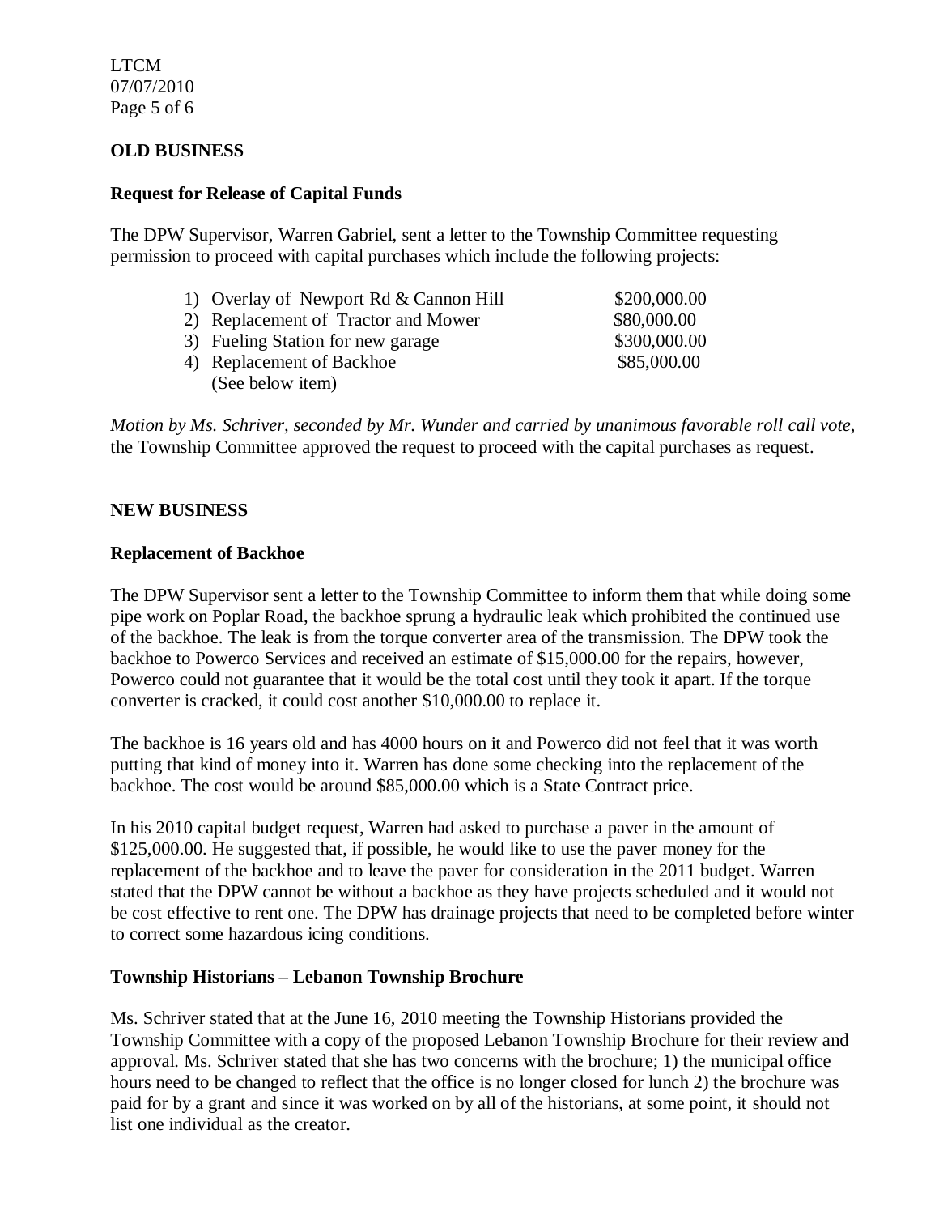**OLD BUSINESS**

**Request for Release of Capital Funds**

The DPW Supervisor, Warren Gabriel, sent a letter to the Township Committee requesting permission to proceed with capital purchases which include the following projects:

1) Overlay of Newport Rd & Cannon Hill $200,000.00
2) Replacement of Tractor and Mower $80,000.00
3) Fueling Station for new garage $300,000.00
4) Replacement of Backhoe $85,000.00
   (See below item)

*Motion by Ms. Schriver, seconded by Mr. Wunder and carried by unanimous favorable roll call vote,* the Township Committee approved the request to proceed with the capital purchases as request.

**NEW BUSINESS**

**Replacement of Backhoe**

The DPW Supervisor sent a letter to the Township Committee to inform them that while doing some pipe work on Poplar Road, the backhoe sprung a hydraulic leak which prohibited the continued use of the backhoe. The leak is from the torque converter area of the transmission. The DPW took the backhoe to Powerco Services and received an estimate of $15,000.00 for the repairs, however, Powerco could not guarantee that it would be the total cost until they took it apart. If the torque converter is cracked, it could cost another $10,000.00 to replace it.

The backhoe is 16 years old and has 4000 hours on it and Powerco did not feel that it was worth putting that kind of money into it. Warren has done some checking into the replacement of the backhoe. The cost would be around $85,000.00 which is a State Contract price.

In his 2010 capital budget request, Warren had asked to purchase a paver in the amount of $125,000.00. He suggested that, if possible, he would like to use the paver money for the replacement of the backhoe and to leave the paver for consideration in the 2011 budget. Warren stated that the DPW cannot be without a backhoe as they have projects scheduled and it would not be cost effective to rent one. The DPW has drainage projects that need to be completed before winter to correct some hazardous icing conditions.

**Township Historians – Lebanon Township Brochure**

Ms. Schriver stated that at the June 16, 2010 meeting the Township Historians provided the Township Committee with a copy of the proposed Lebanon Township Brochure for their review and approval. Ms. Schriver stated that she has two concerns with the brochure; 1) the municipal office hours need to be changed to reflect that the office is no longer closed for lunch 2) the brochure was paid for by a grant and since it was worked on by all of the historians, at some point, it should not list one individual as the creator.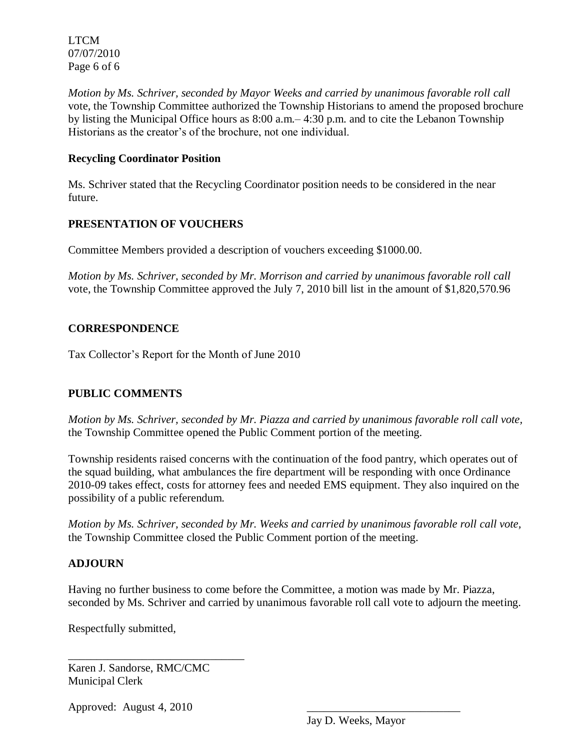*Motion by Ms. Schriver, seconded by Mayor Weeks and carried by unanimous favorable roll call* vote, the Township Committee authorized the Township Historians to amend the proposed brochure by listing the Municipal Office hours as 8:00 a.m.– 4:30 p.m. and to cite the Lebanon Township Historians as the creator's of the brochure, not one individual.

**Recycling Coordinator Position**

Ms. Schriver stated that the Recycling Coordinator position needs to be considered in the near future.

**PRESENTATION OF VOUCHERS**

Committee Members provided a description of vouchers exceeding $1000.00.

*Motion by Ms. Schriver, seconded by Mr. Morrison and carried by unanimous favorable roll call* vote, the Township Committee approved the July 7, 2010 bill list in the amount of $1,820,570.96

**CORRESPONDENCE**

Tax Collector's Report for the Month of June 2010

**PUBLIC COMMENTS**

*Motion by Ms. Schriver, seconded by Mr. Piazza and carried by unanimous favorable roll call vote,* the Township Committee opened the Public Comment portion of the meeting.

Township residents raised concerns with the continuation of the food pantry, which operates out of the squad building, what ambulances the fire department will be responding with once Ordinance 2010-09 takes effect, costs for attorney fees and needed EMS equipment. They also inquired on the possibility of a public referendum.

*Motion by Ms. Schriver, seconded by Mr. Weeks and carried by unanimous favorable roll call vote,* the Township Committee closed the Public Comment portion of the meeting.

**ADJOURN**

Having no further business to come before the Committee, a motion was made by Mr. Piazza, seconded by Ms. Schriver and carried by unanimous favorable roll call vote to adjourn the meeting.

Respectfully submitted,

\_\_\_\_\_\_\_\_\_\_\_\_\_\_\_\_\_\_\_\_\_\_\_\_\_\_\_\_\_\_\_
Karen J. Sandorse, RMC/CMC
Municipal Clerk

Approved: August 4, 2010

\_\_\_\_\_\_\_\_\_\_\_\_\_\_\_\_\_\_\_\_\_\_\_\_\_\_\_
Jay D. Weeks, Mayor